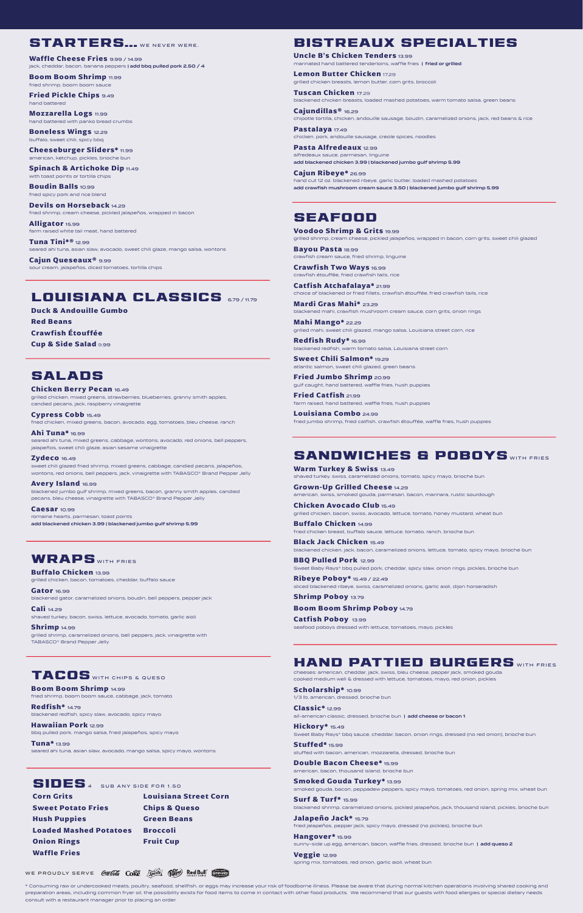## STARTERS... WE NEVER WERE.

**Waffle Cheese Fries** 9.99 / 14.99
jack, cheddar, bacon, banana peppers | **add bbq pulled pork 2.50 / 4**

**Boom Boom Shrimp** 11.99
fried shrimp, boom boom sauce

**Fried Pickle Chips** 9.49
hand battered

**Mozzarella Logs** 11.99
hand battered with panko bread crumbs

**Boneless Wings** 12.29
buffalo, sweet chili, spicy bbq

**Cheeseburger Sliders*** 11.99
american, ketchup, pickles, brioche bun

**Spinach & Artichoke Dip** 11.49
with toast points or tortilla chips

**Boudin Balls** 10.99
fried spicy pork and rice blend

**Devils on Horseback** 14.29
fried shrimp, cream cheese, pickled jalapeños, wrapped in bacon

**Alligator** 15.99
farm raised white tail meat, hand battered

**Tuna Tini*®** 12.99
seared ahi tuna, asian slaw, avocado, sweet chili glaze, mango salsa, wontons

**Cajun Queseaux®** 9.99
sour cream, jalapeños, diced tomatoes, tortilla chips

## LOUISIANA CLASSICS 6.79 / 11.79

**Duck & Andouille Gumbo**

**Red Beans**

**Crawfish Étouffée**

**Cup & Side Salad** 9.99

## SALADS

**Chicken Berry Pecan** 16.49
grilled chicken, mixed greens, strawberries, blueberries, granny smith apples, candied pecans, jack, raspberry vinaigrette

**Cypress Cobb** 15.49
fried chicken, mixed greens, bacon, avocado, egg, tomatoes, bleu cheese, ranch

**Ahi Tuna*** 16.99
seared ahi tuna, mixed greens, cabbage, wontons, avocado, red onions, bell peppers, jalapeños, sweet chili glaze, asian sesame vinaigrette

**Zydeco** 16.49
sweet chili glazed fried shrimp, mixed greens, cabbage, candied pecans, jalapeños, wontons, red onions, bell peppers, jack, vinaigrette with TABASCO® Brand Pepper Jelly

**Avery Island** 16.99
blackened jumbo gulf shrimp, mixed greens, bacon, granny smith apples, candied pecans, bleu cheese, vinaigrette with TABASCO® Brand Pepper Jelly

**Caesar** 10.99
romaine hearts, parmesan, toast points
**add blackened chicken 3.99 | blackened jumbo gulf shrimp 5.99**

## WRAPS WITH FRIES

**Buffalo Chicken** 13.99
grilled chicken, bacon, tomatoes, cheddar, buffalo sauce

**Gator** 16.99
blackened gator, caramelized onions, boudin, bell peppers, pepper jack

**Cali** 14.29
shaved turkey, bacon, swiss, lettuce, avocado, tomato, garlic aioli

**Shrimp** 14.99
grilled shrimp, caramelized onions, bell peppers, jack, vinaigrette with TABASCO® Brand Pepper Jelly

## TACOS WITH CHIPS & QUESO

**Boom Boom Shrimp** 14.99
fried shrimp, boom boom sauce, cabbage, jack, tomato

**Redfish*** 14.79
blackened redfish, spicy slaw, avocado, spicy mayo

**Hawaiian Pork** 12.99
bbq pulled pork, mango salsa, fried jalapeños, spicy mayo

**Tuna*** 13.99
seared ahi tuna, asian slaw, avocado, mango salsa, spicy mayo, wontons

## SIDES 4 SUB ANY SIDE FOR 1.50

- **Corn Grits**
- **Sweet Potato Fries**
- **Hush Puppies**
- **Loaded Mashed Potatoes**
- **Onion Rings**
- **Waffle Fries**
- **Louisiana Street Corn**
- **Chips & Queso**
- **Green Beans**
- **Broccoli**
- **Fruit Cup**

WE PROUDLY SERVE

## BISTREAUX SPECIALTIES

**Uncle B's Chicken Tenders** 13.99
marinated hand battered tenderloins, waffle fries | **fried or grilled**

**Lemon Butter Chicken** 17.29
grilled chicken breasts, lemon butter, corn grits, broccoli

**Tuscan Chicken** 17.29
blackened chicken breasts, loaded mashed potatoes, warm tomato salsa, green beans

**Cajundillas®** 16.29
chipotle tortilla, chicken, andouille sausage, boudin, caramelized onions, jack, red beans & rice

**Pastalaya** 17.49
chicken, pork, andouille sausage, creole spices, noodles

**Pasta Alfredeaux** 12.99
alfredeaux sauce, parmesan, linguine
**add blackened chicken 3.99 | blackened jumbo gulf shrimp 5.99**

**Cajun Ribeye*** 26.99
hand cut 12 oz. blackened ribeye, garlic butter, loaded mashed potatoes
**add crawfish mushroom cream sauce 3.50 | blackened jumbo gulf shrimp 5.99**

## SEAFOOD

**Voodoo Shrimp & Grits** 19.99
grilled shrimp, cream cheese, pickled jalapeños, wrapped in bacon, corn grits, sweet chili glazed

**Bayou Pasta** 18.99
crawfish cream sauce, fried shrimp, linguine

**Crawfish Two Ways** 16.99
crawfish étouffée, fried crawfish tails, rice

**Catfish Atchafalaya*** 21.99
choice of blackened or fried fillets, crawfish étouffée, fried crawfish tails, rice

**Mardi Gras Mahi*** 23.29
blackened mahi, crawfish mushroom cream sauce, corn grits, onion rings

**Mahi Mango*** 22.29
grilled mahi, sweet chili glazed, mango salsa, Louisiana street corn, rice

**Redfish Rudy*** 16.99
blackened redfish, warm tomato salsa, Louisiana street corn

**Sweet Chili Salmon*** 19.29
atlantic salmon, sweet chili glazed, green beans

**Fried Jumbo Shrimp** 20.99
gulf caught, hand battered, waffle fries, hush puppies

**Fried Catfish** 21.99
farm raised, hand battered, waffle fries, hush puppies

**Louisiana Combo** 24.99
fried jumbo shrimp, fried catfish, crawfish étouffée, waffle fries, hush puppies

## SANDWICHES & POBOYS WITH FRIES

**Warm Turkey & Swiss** 13.49
shaved turkey, swiss, caramelized onions, tomato, spicy mayo, brioche bun

**Grown-Up Grilled Cheese** 14.29
american, swiss, smoked gouda, parmesan, bacon, marinara, rustic sourdough

**Chicken Avocado Club** 15.49
grilled chicken, bacon, swiss, avocado, lettuce, tomato, honey mustard, wheat bun

**Buffalo Chicken** 14.99
fried chicken breast, buffalo sauce, lettuce, tomato, ranch, brioche bun

**Black Jack Chicken** 15.49
blackened chicken, jack, bacon, caramelized onions, lettuce, tomato, spicy mayo, brioche bun

**BBQ Pulled Pork** 12.99
Sweet Baby Rays® bbq pulled pork, cheddar, spicy slaw, onion rings, pickles, brioche bun

**Ribeye Poboy*** 15.49 / 22.49
sliced blackened ribeye, swiss, caramelized onions, garlic aioli, dijon horseradish

**Shrimp Poboy** 13.79

**Boom Boom Shrimp Poboy** 14.79

**Catfish Poboy** 13.99
seafood poboys dressed with lettuce, tomatoes, mayo, pickles

## HAND PATTIED BURGERS WITH FRIES

cheeses: american, cheddar, jack, swiss, bleu cheese, pepper jack, smoked gouda
cooked medium well & dressed with lettuce, tomatoes, mayo, red onion, pickles

**Scholarship*** 10.99
1/3 lb, american, dressed, brioche bun

**Classic*** 12.99
all-american classic, dressed, brioche bun | **add cheese or bacon 1**

**Hickory*** 15.49
Sweet Baby Rays® bbq sauce, cheddar, bacon, onion rings, dressed (no red onion), brioche bun

**Stuffed*** 15.99
stuffed with bacon, american, mozzarella, dressed, brioche bun

**Double Bacon Cheese*** 15.99
american, bacon, thousand island, brioche bun

**Smoked Gouda Turkey*** 13.99
smoked gouda, bacon, peppadew peppers, spicy mayo, tomatoes, red onion, spring mix, wheat bun

**Surf & Turf*** 15.99
blackened shrimp, caramelized onions, pickled jalapeños, jack, thousand island, pickles, brioche bun

**Jalapeño Jack*** 15.79
fried jalapeños, pepper jack, spicy mayo, dressed (no pickles), brioche bun

**Hangover*** 15.99
sunny-side up egg, american, bacon, waffle fries, dressed, brioche bun | **add queso 2**

**Veggie** 12.99
spring mix, tomatoes, red onion, garlic aioli, wheat bun

* Consuming raw or undercooked meats, poultry, seafood, shellfish, or eggs may increase your risk of foodborne illness. Please be aware that during normal kitchen operations involving shared cooking and preparation areas, including common fryer oil, the possibility exists for food items to come in contact with other food products. We recommend that our guests with food allergies or special dietary needs consult with a restaurant manager prior to placing an order.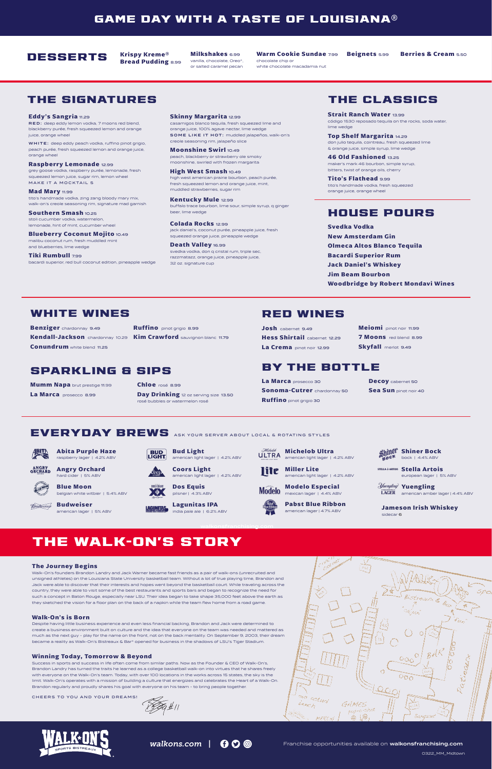# GAME DAY WITH A TASTE OF LOUISIANA®

## DESSERTS

**Krispy Kreme® Bread Pudding** 8.99

**Milkshakes** 6.99
vanilla, chocolate, Oreo®, or salted caramel pecan

**Warm Cookie Sundae** 7.99
chocolate chip or white chocolate macadamia nut

**Beignets** 5.99

**Berries & Cream** 5.50

## THE SIGNATURES

**Eddy's Sangria** 11.29
RED: deep eddy lemon vodka, 7 moons red blend, blackberry purée, fresh squeezed lemon and orange juice, orange wheel
WHITE: deep eddy peach vodka, ruffino pinot grigio, peach purée, fresh squeezed lemon and orange juice, orange wheel

**Raspberry Lemonade** 12.99
grey goose vodka, raspberry purée, lemonade, fresh squeezed lemon juice, sugar rim, lemon wheel
MAKE IT A MOCKTAIL 5

**Mad Mary** 11.99
tito's handmade vodka, zing zang bloody mary mix, walk-on's creole seasoning rim, signature mad garnish

**Southern Smash** 10.25
stoli cucumber vodka, watermelon, lemonade, hint of mint, cucumber wheel

**Blueberry Coconut Mojito** 10.49
malibu coconut rum, fresh muddled mint and blueberries, lime wedge

**Tiki Rumbull** 7.99
bacardi superior, red bull coconut edition, pineapple wedge

**Skinny Margarita** 12.99
casamigos blanco tequila, fresh squeezed lime and orange juice, 100% agave nectar, lime wedge
SOME LIKE IT HOT: muddled jalapeños, walk-on's creole seasoning rim, jalapeño slice

**Moonshine Swirl** 10.49
peach, blackberry or strawberry ole smoky moonshine, swirled with frozen margarita

**High West Smash** 10.49
high west american prairie bourbon, peach purée, fresh squeezed lemon and orange juice, mint, muddled strawberries, sugar rim

**Kentucky Mule** 12.99
buffalo trace bourbon, lime sour, simple syrup, q ginger beer, lime wedge

**Colada Rocks** 12.99
jack daniel's, coconut purée, pineapple juice, fresh squeezed orange juice, pineapple wedge

**Death Valley** 16.99
svedka vodka, don q cristal rum, triple sec, razzmatazz, orange juice, pineapple juice, 32 oz. signature cup

## THE CLASSICS

**Strait Ranch Water** 13.99
código 1530 reposado tequila on the rocks, soda water, lime wedge

**Top Shelf Margarita** 14.29
don julio tequila, cointreau, fresh squeezed lime & orange juice, simple syrup, lime wedge

**46 Old Fashioned** 13.25
maker's mark 46 bourbon, simple syrup, bitters, twist of orange oils, cherry

**Tito's Flathead** 9.99
tito's handmade vodka, fresh squeezed orange juice, orange wheel

## HOUSE POURS

**Svedka Vodka**
**New Amsterdam Gin**
**Olmeca Altos Blanco Tequila**
**Bacardi Superior Rum**
**Jack Daniel's Whiskey**
**Jim Beam Bourbon**
**Woodbridge by Robert Mondavi Wines**

## WHITE WINES

**Benziger** chardonnay 9.49
**Kendall-Jackson** chardonnay 10.29
**Conundrum** white blend 11.25
**Ruffino** pinot grigio 8.99
**Kim Crawford** sauvignon blanc 11.79

## RED WINES

**Josh** cabernet 9.49
**Hess Shirtail** cabernet 12.29
**La Crema** pinot noir 12.99
**Meiomi** pinot noir 11.99
**7 Moons** red blend 8.99
**Skyfall** merlot 9.49

## SPARKLING & SIPS

**Mumm Napa** brut prestige 11.99
**La Marca** prosecco 8.99
**Chloe** rosé 8.99
**Day Drinking** 12 oz serving size 13.50
rosé bubbles or watermelon rosé

## BY THE BOTTLE

**La Marca** prosecco 30
**Sonoma-Cutrer** chardonnay 50
**Ruffino** pinot grigio 30
**Decoy** cabernet 50
**Sea Sun** pinot noir 40

## EVERYDAY BREWS

ASK YOUR SERVER ABOUT LOCAL & ROTATING STYLES

**Abita Purple Haze**
raspberry lager | 4.2% ABV

**Angry Orchard**
hard cider | 5% ABV

**Blue Moon**
belgian white witbier | 5.4% ABV

**Budweiser**
american lager | 5% ABV

**Bud Light**
american light lager | 4.2% ABV

**Coors Light**
american light lager | 4.2% ABV

**Dos Equis**
pilsner | 4.3% ABV

**Lagunitas IPA**
india pale ale | 6.2% ABV

**Michelob Ultra**
american light lager | 4.2% ABV

**Miller Lite**
american light lager | 4.2% ABV

**Modelo Especial**
mexican lager | 4.4% ABV

**Pabst Blue Ribbon**
american lager | 4.7% ABV

**Shiner Bock**
bock | 4.4% ABV

**Stella Artois**
european lager | 5% ABV

**Yuengling**
american amber lager | 4.4% ABV

**Jameson Irish Whiskey**
sidecar 6

# THE WALK-ON'S STORY

### The Journey Begins

Walk-On's founders Brandon Landry and Jack Warner became fast friends as a pair of walk-ons (unrecruited and unsigned athletes) on the Louisiana State University basketball team. Without a lot of true playing time, Brandon and Jack were able to discover that their interests and hopes went beyond the basketball court. While traveling across the country, they were able to visit some of the best restaurants and sports bars and began to recognize the need for such a concept in Baton Rouge, especially near LSU. Their idea began to take shape 35,000 feet above the earth as they sketched the vision for a floor plan on the back of a napkin while the team flew home from a road game.

### Walk-On's is Born

Despite having little business experience and even less financial backing, Brandon and Jack were determined to create a business environment built on culture and the idea that everyone on the team was needed and mattered as much as the next guy - play for the name on the front, not on the back mentality. On September 9, 2003, their dream became a reality as Walk-On's Bistreaux & Bar® opened for business in the shadows of LSU's Tiger Stadium.

### Winning Today, Tomorrow & Beyond

Success in sports and success in life often come from similar paths. Now as the Founder & CEO of Walk-On's, Brandon Landry has turned the traits he learned as a college basketball walk-on into virtues that he shares freely with everyone on the Walk-On's team. Today, with over 100 locations in the works across 15 states, the sky is the limit. Walk-On's operates with a mission of building a culture that energizes and celebrates the Heart of a Walk-On. Brandon regularly and proudly shares his goal with everyone on his team - to bring people together.

CHEERS TO YOU AND YOUR DREAMS!

**walkons.com** | Franchise opportunities available on **walkonsfranchising.com**

0322_MM_Midtown